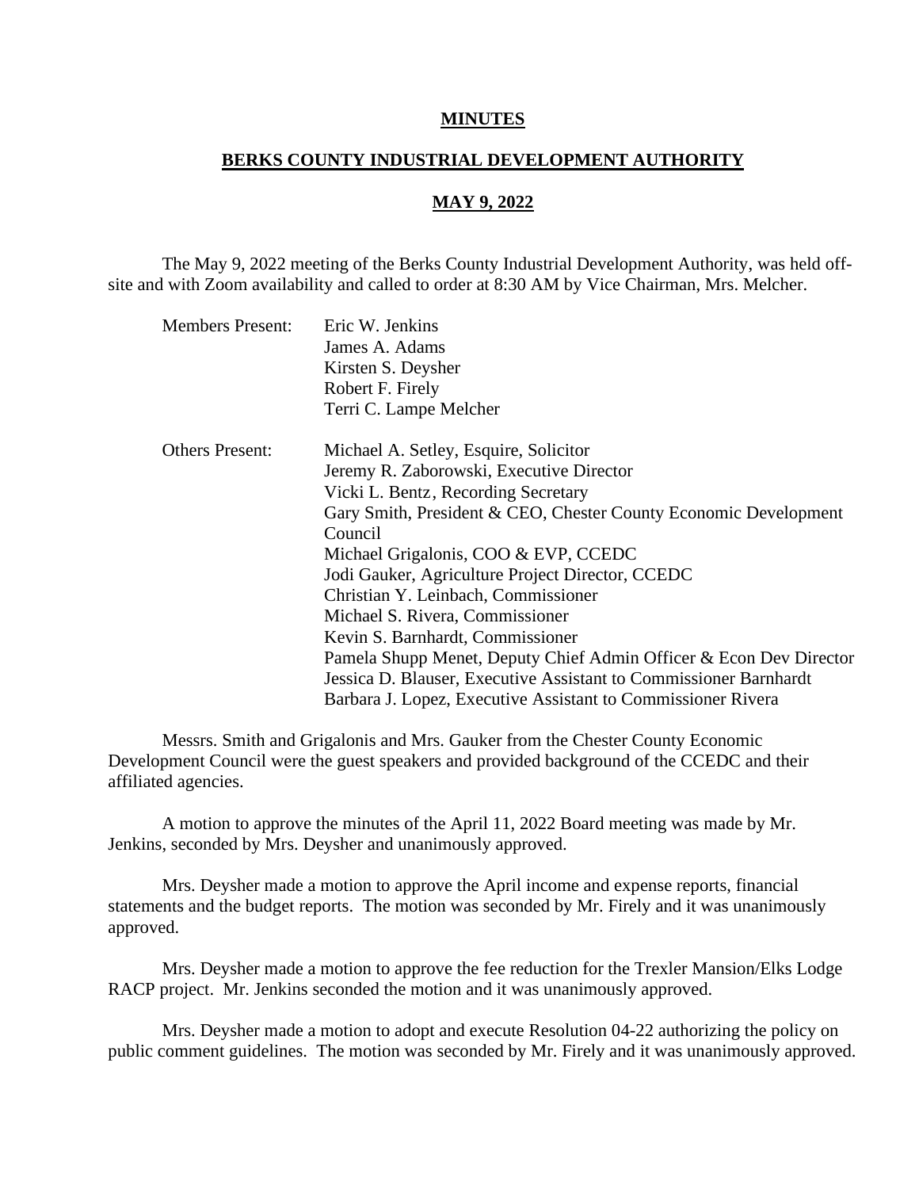# MINUTES

## BERKS COUNTY INDUSTRIAL DEVELOPMENT AUTHORITY

## MAY 9, 2022

The May 9, 2022 meeting of the Berks County Industrial Development Authority, was held off-site and with Zoom availability and called to order at 8:30 AM by Vice Chairman, Mrs. Melcher.

Members Present:
Eric W. Jenkins
James A. Adams
Kirsten S. Deysher
Robert F. Firely
Terri C. Lampe Melcher

Others Present:
Michael A. Setley, Esquire, Solicitor
Jeremy R. Zaborowski, Executive Director
Vicki L. Bentz, Recording Secretary
Gary Smith, President & CEO, Chester County Economic Development Council
Michael Grigalonis, COO & EVP, CCEDC
Jodi Gauker, Agriculture Project Director, CCEDC
Christian Y. Leinbach, Commissioner
Michael S. Rivera, Commissioner
Kevin S. Barnhardt, Commissioner
Pamela Shupp Menet, Deputy Chief Admin Officer & Econ Dev Director
Jessica D. Blauser, Executive Assistant to Commissioner Barnhardt
Barbara J. Lopez, Executive Assistant to Commissioner Rivera

Messrs. Smith and Grigalonis and Mrs. Gauker from the Chester County Economic Development Council were the guest speakers and provided background of the CCEDC and their affiliated agencies.

A motion to approve the minutes of the April 11, 2022 Board meeting was made by Mr. Jenkins, seconded by Mrs. Deysher and unanimously approved.

Mrs. Deysher made a motion to approve the April income and expense reports, financial statements and the budget reports. The motion was seconded by Mr. Firely and it was unanimously approved.

Mrs. Deysher made a motion to approve the fee reduction for the Trexler Mansion/Elks Lodge RACP project. Mr. Jenkins seconded the motion and it was unanimously approved.

Mrs. Deysher made a motion to adopt and execute Resolution 04-22 authorizing the policy on public comment guidelines. The motion was seconded by Mr. Firely and it was unanimously approved.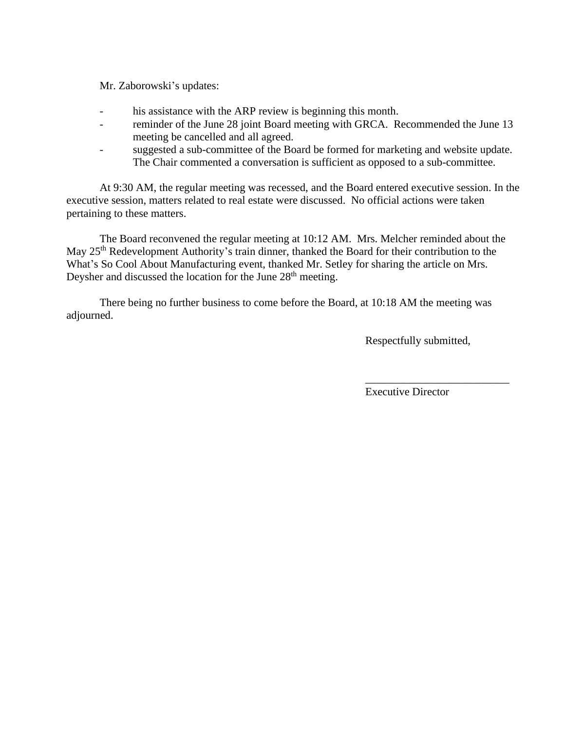Mr. Zaborowski's updates:

- his assistance with the ARP review is beginning this month.
- reminder of the June 28 joint Board meeting with GRCA. Recommended the June 13 meeting be cancelled and all agreed.
- suggested a sub-committee of the Board be formed for marketing and website update. The Chair commented a conversation is sufficient as opposed to a sub-committee.

At 9:30 AM, the regular meeting was recessed, and the Board entered executive session. In the executive session, matters related to real estate were discussed. No official actions were taken pertaining to these matters.

The Board reconvened the regular meeting at 10:12 AM. Mrs. Melcher reminded about the May 25th Redevelopment Authority's train dinner, thanked the Board for their contribution to the What's So Cool About Manufacturing event, thanked Mr. Setley for sharing the article on Mrs. Deysher and discussed the location for the June 28th meeting.

There being no further business to come before the Board, at 10:18 AM the meeting was adjourned.

Respectfully submitted,

__________________________
Executive Director